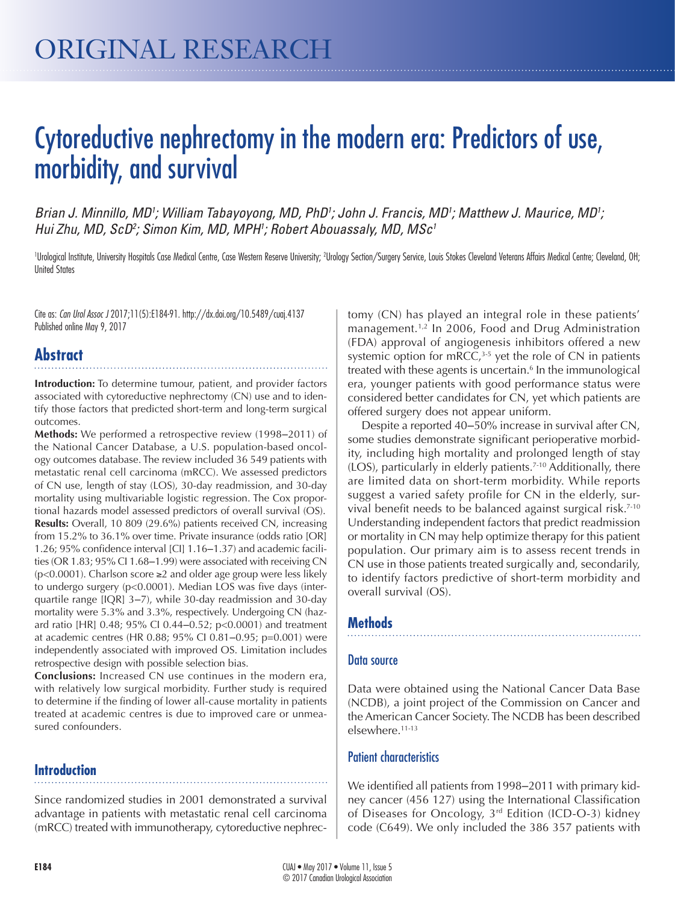ORIGINAL RESEARCH

# Cytoreductive nephrectomy in the modern era: Predictors of use, morbidity, and survival

*Brian J. Minnillo, MD[1]; William Tabayoyong, MD, PhD[1]; John J. Francis, MD[1]; Matthew J. Maurice, MD[1]; Hui Zhu, MD, ScD[2]; Simon Kim, MD, MPH[1]; Robert Abouassaly, MD, MSc[1]*

[1]Urological Institute, University Hospitals Case Medical Centre, Case Western Reserve University; [2]Urology Section/Surgery Service, Louis Stokes Cleveland Veterans Affairs Medical Centre; Cleveland, OH; United States

Cite as: *Can Urol Assoc J* 2017;11(5):E184-91. http://dx.doi.org/10.5489/cuaj.4137
Published online May 9, 2017

## Abstract

**Introduction:** To determine tumour, patient, and provider factors associated with cytoreductive nephrectomy (CN) use and to identify those factors that predicted short-term and long-term surgical outcomes.

**Methods:** We performed a retrospective review (1998–2011) of the National Cancer Database, a U.S. population-based oncology outcomes database. The review included 36 549 patients with metastatic renal cell carcinoma (mRCC). We assessed predictors of CN use, length of stay (LOS), 30-day readmission, and 30-day mortality using multivariable logistic regression. The Cox proportional hazards model assessed predictors of overall survival (OS).

**Results:** Overall, 10 809 (29.6%) patients received CN, increasing from 15.2% to 36.1% over time. Private insurance (odds ratio [OR] 1.26; 95% confidence interval [CI] 1.16–1.37) and academic facilities (OR 1.83; 95% CI 1.68–1.99) were associated with receiving CN ($p<0.0001$). Charlson score ≥2 and older age group were less likely to undergo surgery ($p<0.0001$). Median LOS was five days (interquartile range [IQR] 3–7), while 30-day readmission and 30-day mortality were 5.3% and 3.3%, respectively. Undergoing CN (hazard ratio [HR] 0.48; 95% CI 0.44–0.52; $p<0.0001$) and treatment at academic centres (HR 0.88; 95% CI 0.81–0.95; $p=0.001$) were independently associated with improved OS. Limitation includes retrospective design with possible selection bias.

**Conclusions:** Increased CN use continues in the modern era, with relatively low surgical morbidity. Further study is required to determine if the finding of lower all-cause mortality in patients treated at academic centres is due to improved care or unmeasured confounders.

## Introduction

Since randomized studies in 2001 demonstrated a survival advantage in patients with metastatic renal cell carcinoma (mRCC) treated with immunotherapy, cytoreductive nephrectomy (CN) has played an integral role in these patients' management.[1,2] In 2006, Food and Drug Administration (FDA) approval of angiogenesis inhibitors offered a new systemic option for mRCC,[3-5] yet the role of CN in patients treated with these agents is uncertain.[6] In the immunological era, younger patients with good performance status were considered better candidates for CN, yet which patients are offered surgery does not appear uniform.

Despite a reported 40–50% increase in survival after CN, some studies demonstrate significant perioperative morbidity, including high mortality and prolonged length of stay (LOS), particularly in elderly patients.[7-10] Additionally, there are limited data on short-term morbidity. While reports suggest a varied safety profile for CN in the elderly, survival benefit needs to be balanced against surgical risk.[7-10] Understanding independent factors that predict readmission or mortality in CN may help optimize therapy for this patient population. Our primary aim is to assess recent trends in CN use in those patients treated surgically and, secondarily, to identify factors predictive of short-term morbidity and overall survival (OS).

## Methods

### Data source

Data were obtained using the National Cancer Data Base (NCDB), a joint project of the Commission on Cancer and the American Cancer Society. The NCDB has been described elsewhere.[11-13]

### Patient characteristics

We identified all patients from 1998–2011 with primary kidney cancer (456 127) using the International Classification of Diseases for Oncology, 3[rd] Edition (ICD-O-3) kidney code (C649). We only included the 386 357 patients with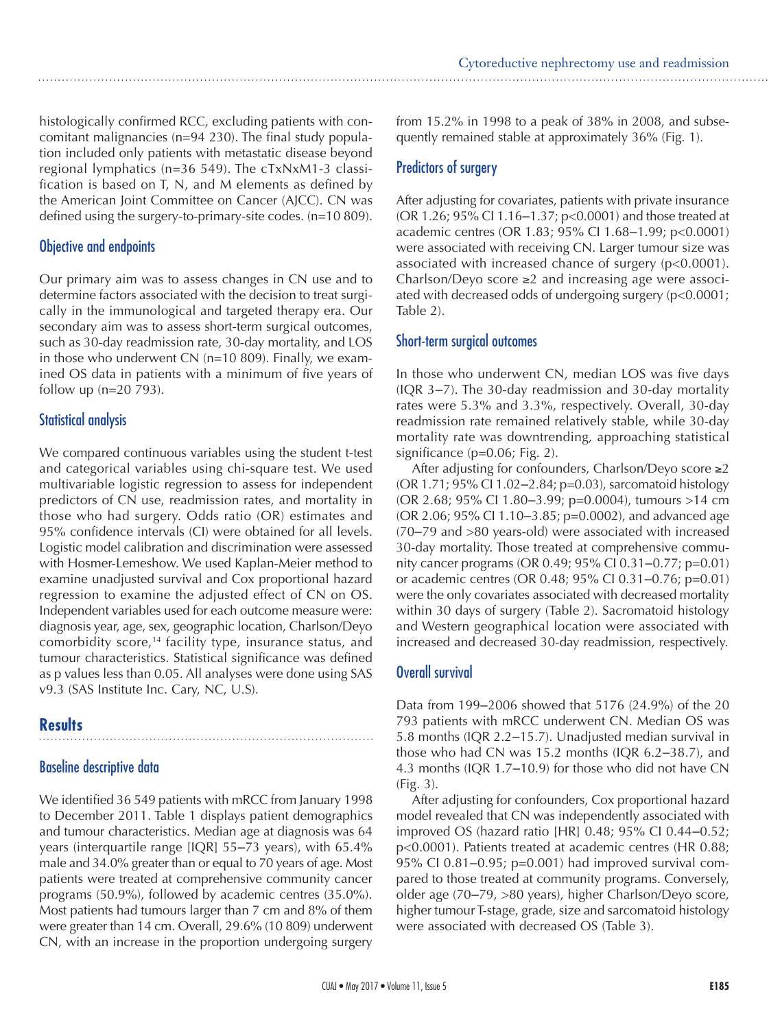histologically confirmed RCC, excluding patients with concomitant malignancies (n=94 230). The final study population included only patients with metastatic disease beyond regional lymphatics (n=36 549). The cTxNxM1-3 classification is based on T, N, and M elements as defined by the American Joint Committee on Cancer (AJCC). CN was defined using the surgery-to-primary-site codes. (n=10 809).

## Objective and endpoints

Our primary aim was to assess changes in CN use and to determine factors associated with the decision to treat surgically in the immunological and targeted therapy era. Our secondary aim was to assess short-term surgical outcomes, such as 30-day readmission rate, 30-day mortality, and LOS in those who underwent CN (n=10 809). Finally, we examined OS data in patients with a minimum of five years of follow up (n=20 793).

## Statistical analysis

We compared continuous variables using the student t-test and categorical variables using chi-square test. We used multivariable logistic regression to assess for independent predictors of CN use, readmission rates, and mortality in those who had surgery. Odds ratio (OR) estimates and 95% confidence intervals (CI) were obtained for all levels. Logistic model calibration and discrimination were assessed with Hosmer-Lemeshow. We used Kaplan-Meier method to examine unadjusted survival and Cox proportional hazard regression to examine the adjusted effect of CN on OS. Independent variables used for each outcome measure were: diagnosis year, age, sex, geographic location, Charlson/Deyo comorbidity score,[14] facility type, insurance status, and tumour characteristics. Statistical significance was defined as p values less than 0.05. All analyses were done using SAS v9.3 (SAS Institute Inc. Cary, NC, U.S).

# Results

## Baseline descriptive data

We identified 36 549 patients with mRCC from January 1998 to December 2011. Table 1 displays patient demographics and tumour characteristics. Median age at diagnosis was 64 years (interquartile range [IQR] 55–73 years), with 65.4% male and 34.0% greater than or equal to 70 years of age. Most patients were treated at comprehensive community cancer programs (50.9%), followed by academic centres (35.0%). Most patients had tumours larger than 7 cm and 8% of them were greater than 14 cm. Overall, 29.6% (10 809) underwent CN, with an increase in the proportion undergoing surgery from 15.2% in 1998 to a peak of 38% in 2008, and subsequently remained stable at approximately 36% (Fig. 1).

## Predictors of surgery

After adjusting for covariates, patients with private insurance (OR 1.26; 95% CI 1.16–1.37; p<0.0001) and those treated at academic centres (OR 1.83; 95% CI 1.68–1.99; p<0.0001) were associated with receiving CN. Larger tumour size was associated with increased chance of surgery (p<0.0001). Charlson/Deyo score ≥2 and increasing age were associated with decreased odds of undergoing surgery (p<0.0001; Table 2).

## Short-term surgical outcomes

In those who underwent CN, median LOS was five days (IQR 3–7). The 30-day readmission and 30-day mortality rates were 5.3% and 3.3%, respectively. Overall, 30-day readmission rate remained relatively stable, while 30-day mortality rate was downtrending, approaching statistical significance (p=0.06; Fig. 2).

After adjusting for confounders, Charlson/Deyo score ≥2 (OR 1.71; 95% CI 1.02–2.84; p=0.03), sarcomatoid histology (OR 2.68; 95% CI 1.80–3.99; p=0.0004), tumours >14 cm (OR 2.06; 95% CI 1.10–3.85; p=0.0002), and advanced age (70–79 and >80 years-old) were associated with increased 30-day mortality. Those treated at comprehensive community cancer programs (OR 0.49; 95% CI 0.31–0.77; p=0.01) or academic centres (OR 0.48; 95% CI 0.31–0.76; p=0.01) were the only covariates associated with decreased mortality within 30 days of surgery (Table 2). Sacromatoid histology and Western geographical location were associated with increased and decreased 30-day readmission, respectively.

## Overall survival

Data from 199–2006 showed that 5176 (24.9%) of the 20 793 patients with mRCC underwent CN. Median OS was 5.8 months (IQR 2.2–15.7). Unadjusted median survival in those who had CN was 15.2 months (IQR 6.2–38.7), and 4.3 months (IQR 1.7–10.9) for those who did not have CN (Fig. 3).

After adjusting for confounders, Cox proportional hazard model revealed that CN was independently associated with improved OS (hazard ratio [HR] 0.48; 95% CI 0.44–0.52; p<0.0001). Patients treated at academic centres (HR 0.88; 95% CI 0.81–0.95; p=0.001) had improved survival compared to those treated at community programs. Conversely, older age (70–79, >80 years), higher Charlson/Deyo score, higher tumour T-stage, grade, size and sarcomatoid histology were associated with decreased OS (Table 3).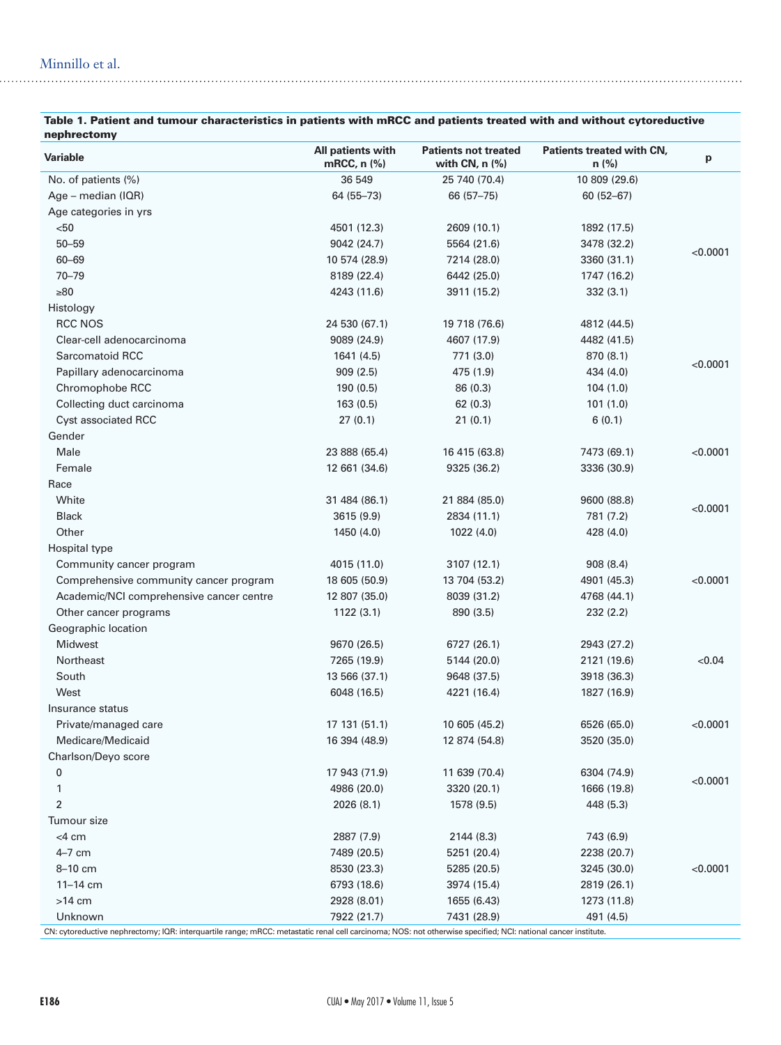**Table 1. Patient and tumour characteristics in patients with mRCC and patients treated with and without cytoreductive nephrectomy**

| Variable | All patients with mRCC, n (%) | Patients not treated with CN, n (%) | Patients treated with CN, n (%) | p |
|---|---|---|---|---|
| No. of patients (%) | 36 549 | 25 740 (70.4) | 10 809 (29.6) | |
| Age – median (IQR) | 64 (55–73) | 66 (57–75) | 60 (52–67) | |
| Age categories in yrs | | | | |
| <50 | 4501 (12.3) | 2609 (10.1) | 1892 (17.5) | <0.0001 |
| 50–59 | 9042 (24.7) | 5564 (21.6) | 3478 (32.2) | |
| 60–69 | 10 574 (28.9) | 7214 (28.0) | 3360 (31.1) | |
| 70–79 | 8189 (22.4) | 6442 (25.0) | 1747 (16.2) | |
| ≥80 | 4243 (11.6) | 3911 (15.2) | 332 (3.1) | |
| Histology | | | | |
| RCC NOS | 24 530 (67.1) | 19 718 (76.6) | 4812 (44.5) | <0.0001 |
| Clear-cell adenocarcinoma | 9089 (24.9) | 4607 (17.9) | 4482 (41.5) | |
| Sarcomatoid RCC | 1641 (4.5) | 771 (3.0) | 870 (8.1) | |
| Papillary adenocarcinoma | 909 (2.5) | 475 (1.9) | 434 (4.0) | |
| Chromophobe RCC | 190 (0.5) | 86 (0.3) | 104 (1.0) | |
| Collecting duct carcinoma | 163 (0.5) | 62 (0.3) | 101 (1.0) | |
| Cyst associated RCC | 27 (0.1) | 21 (0.1) | 6 (0.1) | |
| Gender | | | | |
| Male | 23 888 (65.4) | 16 415 (63.8) | 7473 (69.1) | <0.0001 |
| Female | 12 661 (34.6) | 9325 (36.2) | 3336 (30.9) | |
| Race | | | | |
| White | 31 484 (86.1) | 21 884 (85.0) | 9600 (88.8) | <0.0001 |
| Black | 3615 (9.9) | 2834 (11.1) | 781 (7.2) | |
| Other | 1450 (4.0) | 1022 (4.0) | 428 (4.0) | |
| Hospital type | | | | |
| Community cancer program | 4015 (11.0) | 3107 (12.1) | 908 (8.4) | <0.0001 |
| Comprehensive community cancer program | 18 605 (50.9) | 13 704 (53.2) | 4901 (45.3) | |
| Academic/NCI comprehensive cancer centre | 12 807 (35.0) | 8039 (31.2) | 4768 (44.1) | |
| Other cancer programs | 1122 (3.1) | 890 (3.5) | 232 (2.2) | |
| Geographic location | | | | |
| Midwest | 9670 (26.5) | 6727 (26.1) | 2943 (27.2) | <0.04 |
| Northeast | 7265 (19.9) | 5144 (20.0) | 2121 (19.6) | |
| South | 13 566 (37.1) | 9648 (37.5) | 3918 (36.3) | |
| West | 6048 (16.5) | 4221 (16.4) | 1827 (16.9) | |
| Insurance status | | | | |
| Private/managed care | 17 131 (51.1) | 10 605 (45.2) | 6526 (65.0) | <0.0001 |
| Medicare/Medicaid | 16 394 (48.9) | 12 874 (54.8) | 3520 (35.0) | |
| Charlson/Deyo score | | | | |
| 0 | 17 943 (71.9) | 11 639 (70.4) | 6304 (74.9) | <0.0001 |
| 1 | 4986 (20.0) | 3320 (20.1) | 1666 (19.8) | |
| 2 | 2026 (8.1) | 1578 (9.5) | 448 (5.3) | |
| Tumour size | | | | |
| <4 cm | 2887 (7.9) | 2144 (8.3) | 743 (6.9) | <0.0001 |
| 4–7 cm | 7489 (20.5) | 5251 (20.4) | 2238 (20.7) | |
| 8–10 cm | 8530 (23.3) | 5285 (20.5) | 3245 (30.0) | |
| 11–14 cm | 6793 (18.6) | 3974 (15.4) | 2819 (26.1) | |
| >14 cm | 2928 (8.01) | 1655 (6.43) | 1273 (11.8) | |
| Unknown | 7922 (21.7) | 7431 (28.9) | 491 (4.5) | |

CN: cytoreductive nephrectomy; IQR: interquartile range; mRCC: metastatic renal cell carcinoma; NOS: not otherwise specified; NCI: national cancer institute.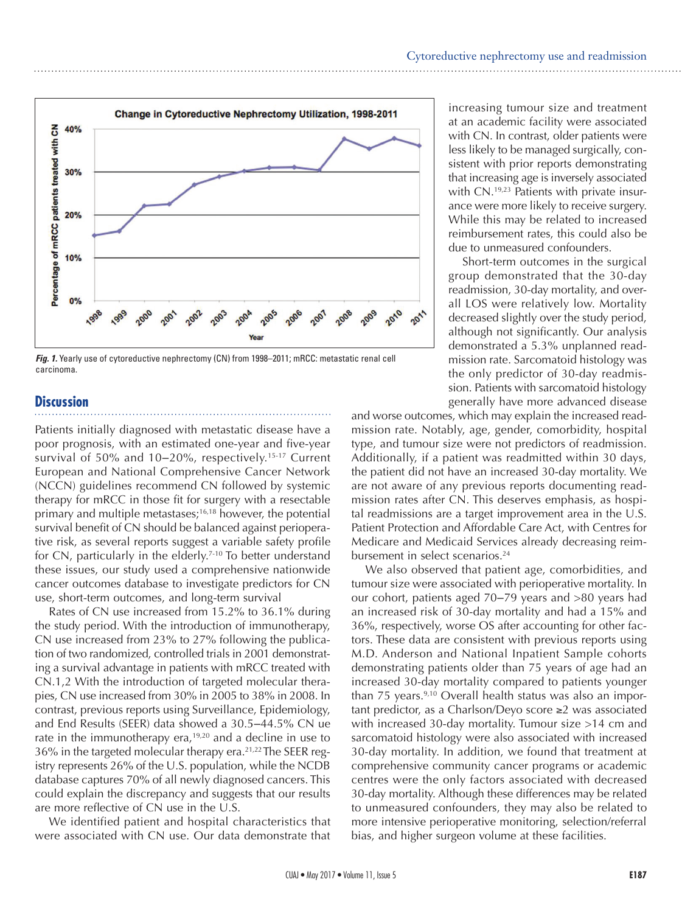Change in Cytoreductive Nephrectomy Utilization, 1998-2011

*Fig. 1.* Yearly use of cytoreductive nephrectomy (CN) from 1998–2011; mRCC: metastatic renal cell carcinoma.

## Discussion

Patients initially diagnosed with metastatic disease have a poor prognosis, with an estimated one-year and five-year survival of 50% and 10–20%, respectively.[15-17] Current European and National Comprehensive Cancer Network (NCCN) guidelines recommend CN followed by systemic therapy for mRCC in those fit for surgery with a resectable primary and multiple metastases;[16,18] however, the potential survival benefit of CN should be balanced against perioperative risk, as several reports suggest a variable safety profile for CN, particularly in the elderly.[7-10] To better understand these issues, our study used a comprehensive nationwide cancer outcomes database to investigate predictors for CN use, short-term outcomes, and long-term survival

Rates of CN use increased from 15.2% to 36.1% during the study period. With the introduction of immunotherapy, CN use increased from 23% to 27% following the publication of two randomized, controlled trials in 2001 demonstrating a survival advantage in patients with mRCC treated with CN.1,2 With the introduction of targeted molecular therapies, CN use increased from 30% in 2005 to 38% in 2008. In contrast, previous reports using Surveillance, Epidemiology, and End Results (SEER) data showed a 30.5–44.5% CN ue rate in the immunotherapy era,[19,20] and a decline in use to 36% in the targeted molecular therapy era.[21,22] The SEER registry represents 26% of the U.S. population, while the NCDB database captures 70% of all newly diagnosed cancers. This could explain the discrepancy and suggests that our results are more reflective of CN use in the U.S.

We identified patient and hospital characteristics that were associated with CN use. Our data demonstrate that increasing tumour size and treatment at an academic facility were associated with CN. In contrast, older patients were less likely to be managed surgically, consistent with prior reports demonstrating that increasing age is inversely associated with CN.[19,23] Patients with private insurance were more likely to receive surgery. While this may be related to increased reimbursement rates, this could also be due to unmeasured confounders.

Short-term outcomes in the surgical group demonstrated that the 30-day readmission, 30-day mortality, and overall LOS were relatively low. Mortality decreased slightly over the study period, although not significantly. Our analysis demonstrated a 5.3% unplanned readmission rate. Sarcomatoid histology was the only predictor of 30-day readmission. Patients with sarcomatoid histology generally have more advanced disease and worse outcomes, which may explain the increased readmission rate. Notably, age, gender, comorbidity, hospital type, and tumour size were not predictors of readmission. Additionally, if a patient was readmitted within 30 days, the patient did not have an increased 30-day mortality. We are not aware of any previous reports documenting readmission rates after CN. This deserves emphasis, as hospital readmissions are a target improvement area in the U.S. Patient Protection and Affordable Care Act, with Centres for Medicare and Medicaid Services already decreasing reimbursement in select scenarios.[24]

We also observed that patient age, comorbidities, and tumour size were associated with perioperative mortality. In our cohort, patients aged 70–79 years and >80 years had an increased risk of 30-day mortality and had a 15% and 36%, respectively, worse OS after accounting for other factors. These data are consistent with previous reports using M.D. Anderson and National Inpatient Sample cohorts demonstrating patients older than 75 years of age had an increased 30-day mortality compared to patients younger than 75 years.[9,10] Overall health status was also an important predictor, as a Charlson/Deyo score ≥2 was associated with increased 30-day mortality. Tumour size >14 cm and sarcomatoid histology were also associated with increased 30-day mortality. In addition, we found that treatment at comprehensive community cancer programs or academic centres were the only factors associated with decreased 30-day mortality. Although these differences may be related to unmeasured confounders, they may also be related to more intensive perioperative monitoring, selection/referral bias, and higher surgeon volume at these facilities.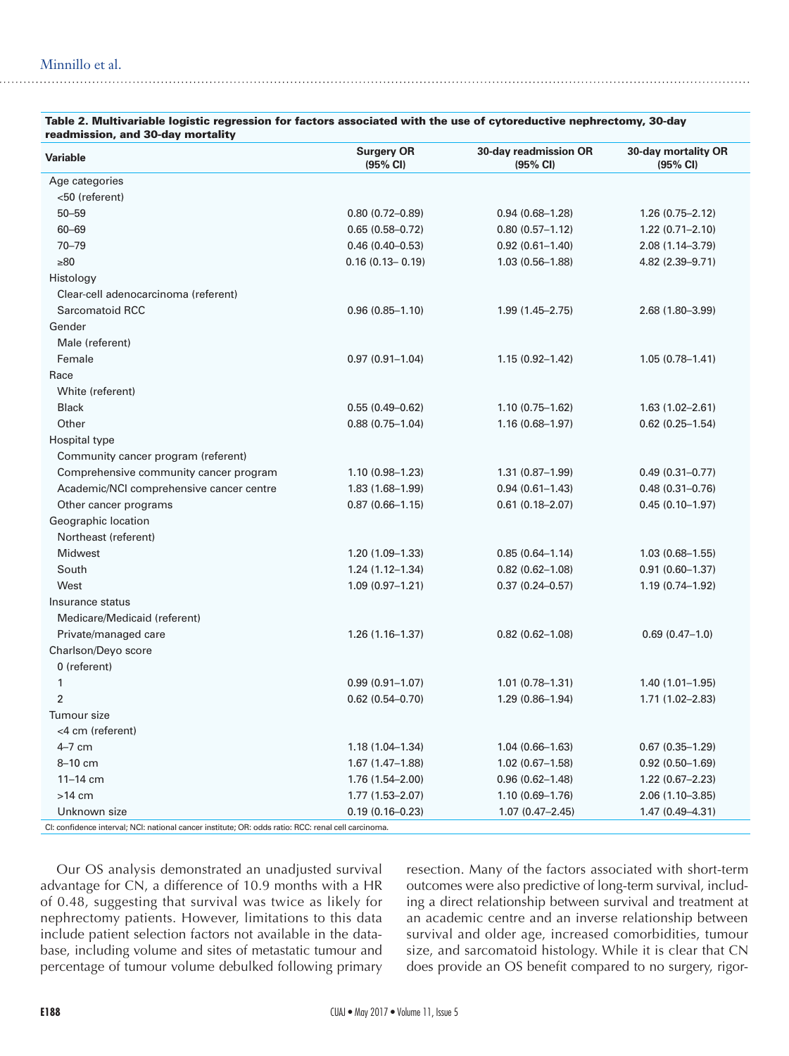**Table 2. Multivariable logistic regression for factors associated with the use of cytoreductive nephrectomy, 30-day readmission, and 30-day mortality**

| Variable | Surgery OR (95% CI) | 30-day readmission OR (95% CI) | 30-day mortality OR (95% CI) |
|---|---|---|---|
| Age categories | | | |
| <50 (referent) | | | |
| 50–59 | 0.80 (0.72–0.89) | 0.94 (0.68–1.28) | 1.26 (0.75–2.12) |
| 60–69 | 0.65 (0.58–0.72) | 0.80 (0.57–1.12) | 1.22 (0.71–2.10) |
| 70–79 | 0.46 (0.40–0.53) | 0.92 (0.61–1.40) | 2.08 (1.14–3.79) |
| ≥80 | 0.16 (0.13– 0.19) | 1.03 (0.56–1.88) | 4.82 (2.39–9.71) |
| Histology | | | |
| Clear-cell adenocarcinoma (referent) | | | |
| Sarcomatoid RCC | 0.96 (0.85–1.10) | 1.99 (1.45–2.75) | 2.68 (1.80–3.99) |
| Gender | | | |
| Male (referent) | | | |
| Female | 0.97 (0.91–1.04) | 1.15 (0.92–1.42) | 1.05 (0.78–1.41) |
| Race | | | |
| White (referent) | | | |
| Black | 0.55 (0.49–0.62) | 1.10 (0.75–1.62) | 1.63 (1.02–2.61) |
| Other | 0.88 (0.75–1.04) | 1.16 (0.68–1.97) | 0.62 (0.25–1.54) |
| Hospital type | | | |
| Community cancer program (referent) | | | |
| Comprehensive community cancer program | 1.10 (0.98–1.23) | 1.31 (0.87–1.99) | 0.49 (0.31–0.77) |
| Academic/NCI comprehensive cancer centre | 1.83 (1.68–1.99) | 0.94 (0.61–1.43) | 0.48 (0.31–0.76) |
| Other cancer programs | 0.87 (0.66–1.15) | 0.61 (0.18–2.07) | 0.45 (0.10–1.97) |
| Geographic location | | | |
| Northeast (referent) | | | |
| Midwest | 1.20 (1.09–1.33) | 0.85 (0.64–1.14) | 1.03 (0.68–1.55) |
| South | 1.24 (1.12–1.34) | 0.82 (0.62–1.08) | 0.91 (0.60–1.37) |
| West | 1.09 (0.97–1.21) | 0.37 (0.24–0.57) | 1.19 (0.74–1.92) |
| Insurance status | | | |
| Medicare/Medicaid (referent) | | | |
| Private/managed care | 1.26 (1.16–1.37) | 0.82 (0.62–1.08) | 0.69 (0.47–1.0) |
| Charlson/Deyo score | | | |
| 0 (referent) | | | |
| 1 | 0.99 (0.91–1.07) | 1.01 (0.78–1.31) | 1.40 (1.01–1.95) |
| 2 | 0.62 (0.54–0.70) | 1.29 (0.86–1.94) | 1.71 (1.02–2.83) |
| Tumour size | | | |
| <4 cm (referent) | | | |
| 4–7 cm | 1.18 (1.04–1.34) | 1.04 (0.66–1.63) | 0.67 (0.35–1.29) |
| 8–10 cm | 1.67 (1.47–1.88) | 1.02 (0.67–1.58) | 0.92 (0.50–1.69) |
| 11–14 cm | 1.76 (1.54–2.00) | 0.96 (0.62–1.48) | 1.22 (0.67–2.23) |
| >14 cm | 1.77 (1.53–2.07) | 1.10 (0.69–1.76) | 2.06 (1.10–3.85) |
| Unknown size | 0.19 (0.16–0.23) | 1.07 (0.47–2.45) | 1.47 (0.49–4.31) |

CI: confidence interval; NCI: national cancer institute; OR: odds ratio: RCC: renal cell carcinoma.

Our OS analysis demonstrated an unadjusted survival advantage for CN, a difference of 10.9 months with a HR of 0.48, suggesting that survival was twice as likely for nephrectomy patients. However, limitations to this data include patient selection factors not available in the database, including volume and sites of metastatic tumour and percentage of tumour volume debulked following primary resection. Many of the factors associated with short-term outcomes were also predictive of long-term survival, including a direct relationship between survival and treatment at an academic centre and an inverse relationship between survival and older age, increased comorbidities, tumour size, and sarcomatoid histology. While it is clear that CN does provide an OS benefit compared to no surgery, rigor-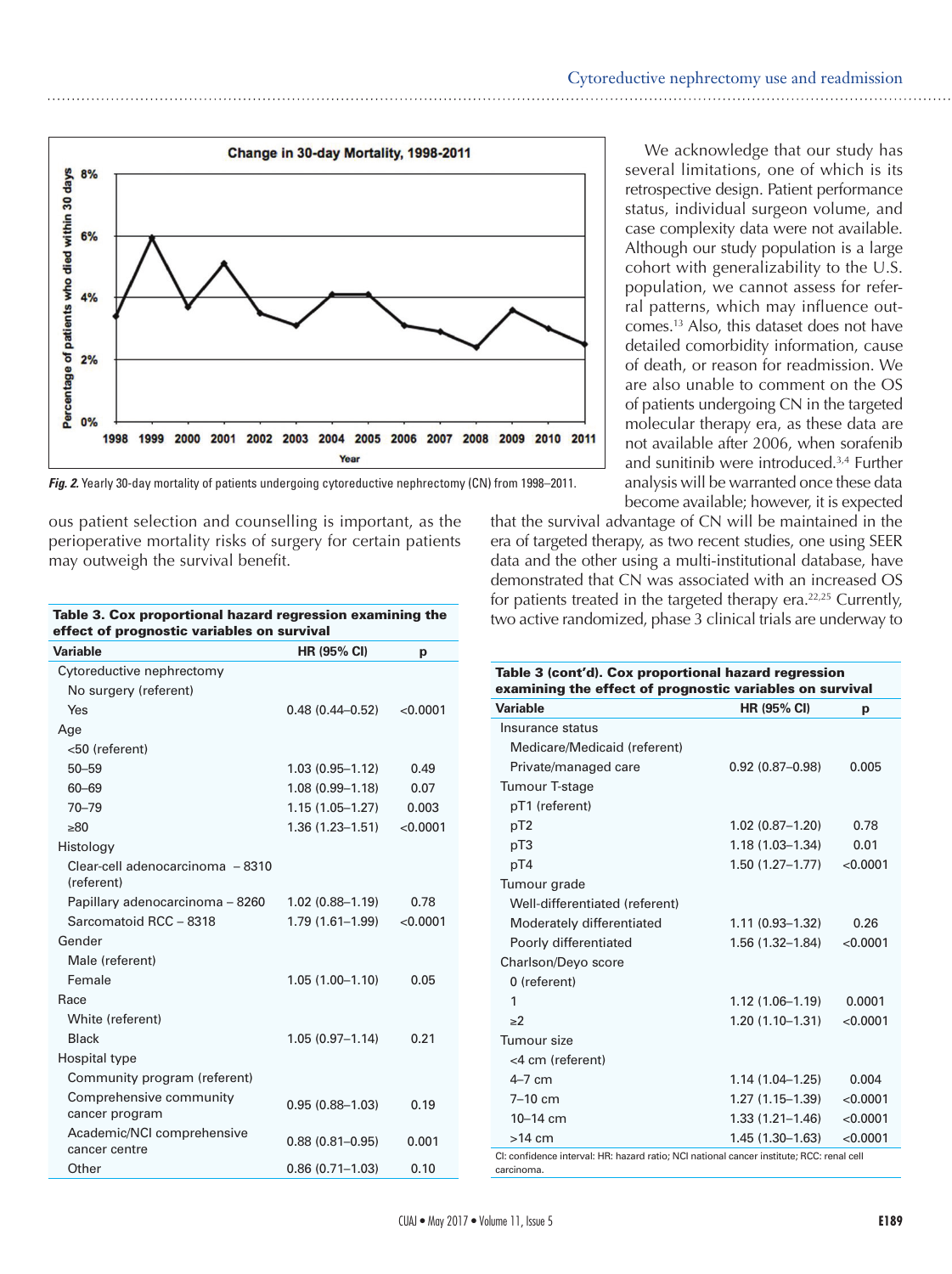Fig. 2. Yearly 30-day mortality of patients undergoing cytoreductive nephrectomy (CN) from 1998–2011.

ous patient selection and counselling is important, as the perioperative mortality risks of surgery for certain patients may outweigh the survival benefit.

We acknowledge that our study has several limitations, one of which is its retrospective design. Patient performance status, individual surgeon volume, and case complexity data were not available. Although our study population is a large cohort with generalizability to the U.S. population, we cannot assess for referral patterns, which may influence outcomes.[13] Also, this dataset does not have detailed comorbidity information, cause of death, or reason for readmission. We are also unable to comment on the OS of patients undergoing CN in the targeted molecular therapy era, as these data are not available after 2006, when sorafenib and sunitinib were introduced.[3,4] Further analysis will be warranted once these data become available; however, it is expected that the survival advantage of CN will be maintained in the era of targeted therapy, as two recent studies, one using SEER data and the other using a multi-institutional database, have demonstrated that CN was associated with an increased OS for patients treated in the targeted therapy era.[22,25] Currently, two active randomized, phase 3 clinical trials are underway to

**Table 3. Cox proportional hazard regression examining the effect of prognostic variables on survival**

| Variable | HR (95% CI) | p |
|---|---|---|
| Cytoreductive nephrectomy | | |
| No surgery (referent) | | |
| Yes | 0.48 (0.44–0.52) | <0.0001 |
| Age | | |
| <50 (referent) | | |
| 50–59 | 1.03 (0.95–1.12) | 0.49 |
| 60–69 | 1.08 (0.99–1.18) | 0.07 |
| 70–79 | 1.15 (1.05–1.27) | 0.003 |
| ≥80 | 1.36 (1.23–1.51) | <0.0001 |
| Histology | | |
| Clear-cell adenocarcinoma – 8310 (referent) | | |
| Papillary adenocarcinoma – 8260 | 1.02 (0.88–1.19) | 0.78 |
| Sarcomatoid RCC – 8318 | 1.79 (1.61–1.99) | <0.0001 |
| Gender | | |
| Male (referent) | | |
| Female | 1.05 (1.00–1.10) | 0.05 |
| Race | | |
| White (referent) | | |
| Black | 1.05 (0.97–1.14) | 0.21 |
| Hospital type | | |
| Community program (referent) | | |
| Comprehensive community cancer program | 0.95 (0.88–1.03) | 0.19 |
| Academic/NCI comprehensive cancer centre | 0.88 (0.81–0.95) | 0.001 |
| Other | 0.86 (0.71–1.03) | 0.10 |
| Insurance status | | |
| Medicare/Medicaid (referent) | | |
| Private/managed care | 0.92 (0.87–0.98) | 0.005 |
| Tumour T-stage | | |
| pT1 (referent) | | |
| pT2 | 1.02 (0.87–1.20) | 0.78 |
| pT3 | 1.18 (1.03–1.34) | 0.01 |
| pT4 | 1.50 (1.27–1.77) | <0.0001 |
| Tumour grade | | |
| Well-differentiated (referent) | | |
| Moderately differentiated | 1.11 (0.93–1.32) | 0.26 |
| Poorly differentiated | 1.56 (1.32–1.84) | <0.0001 |
| Charlson/Deyo score | | |
| 0 (referent) | | |
| 1 | 1.12 (1.06–1.19) | 0.0001 |
| ≥2 | 1.20 (1.10–1.31) | <0.0001 |
| Tumour size | | |
| <4 cm (referent) | | |
| 4–7 cm | 1.14 (1.04–1.25) | 0.004 |
| 7–10 cm | 1.27 (1.15–1.39) | <0.0001 |
| 10–14 cm | 1.33 (1.21–1.46) | <0.0001 |
| >14 cm | 1.45 (1.30–1.63) | <0.0001 |

CI: confidence interval: HR: hazard ratio; NCI national cancer institute; RCC: renal cell carcinoma.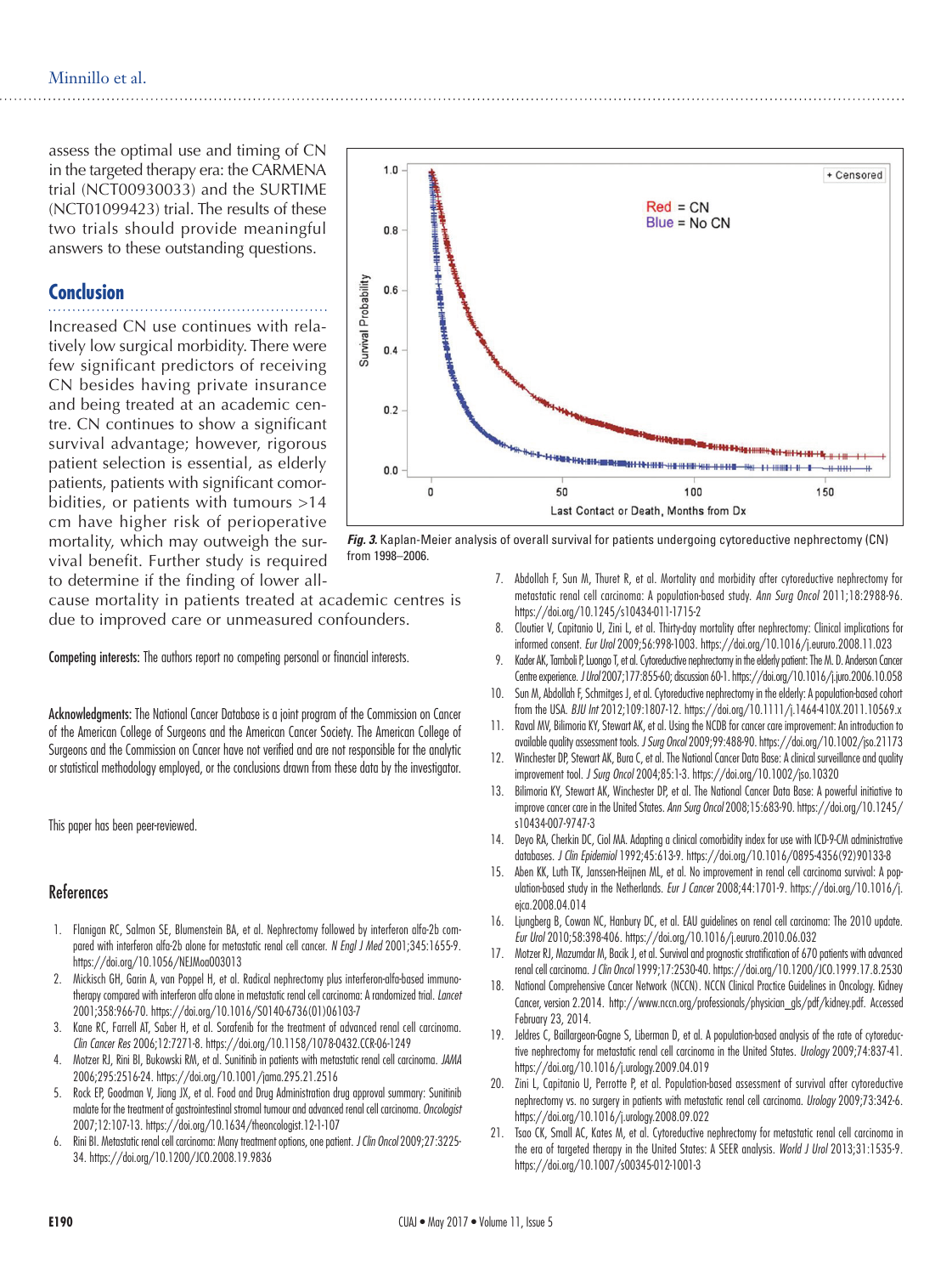assess the optimal use and timing of CN in the targeted therapy era: the CARMENA trial (NCT00930033) and the SURTIME (NCT01099423) trial. The results of these two trials should provide meaningful answers to these outstanding questions.

## Conclusion

Increased CN use continues with relatively low surgical morbidity. There were few significant predictors of receiving CN besides having private insurance and being treated at an academic centre. CN continues to show a significant survival advantage; however, rigorous patient selection is essential, as elderly patients, patients with significant comorbidities, or patients with tumours >14 cm have higher risk of perioperative mortality, which may outweigh the survival benefit. Further study is required to determine if the finding of lower all-cause mortality in patients treated at academic centres is due to improved care or unmeasured confounders.

*Fig. 3.* Kaplan-Meier analysis of overall survival for patients undergoing cytoreductive nephrectomy (CN) from 1998–2006.

**Competing interests:** The authors report no competing personal or financial interests.

**Acknowledgments:** The National Cancer Database is a joint program of the Commission on Cancer of the American College of Surgeons and the American Cancer Society. The American College of Surgeons and the Commission on Cancer have not verified and are not responsible for the analytic or statistical methodology employed, or the conclusions drawn from these data by the investigator.

This paper has been peer-reviewed.

## References

1. Flanigan RC, Salmon SE, Blumenstein BA, et al. Nephrectomy followed by interferon alfa-2b compared with interferon alfa-2b alone for metastatic renal cell cancer. *N Engl J Med* 2001;345:1655-9. https://doi.org/10.1056/NEJMoa003013
2. Mickisch GH, Garin A, van Poppel H, et al. Radical nephrectomy plus interferon-alfa-based immunotherapy compared with interferon alfa alone in metastatic renal-cell carcinoma: A randomized trial. *Lancet* 2001;358:966-70. https://doi.org/10.1016/S0140-6736(01)06103-7
3. Kane RC, Farrell AT, Saber H, et al. Sorafenib for the treatment of advanced renal cell carcinoma. *Clin Cancer Res* 2006;12:7271-8. https://doi.org/10.1158/1078-0432.CCR-06-1249
4. Motzer RJ, Rini BI, Bukowski RM, et al. Sunitinib in patients with metastatic renal cell carcinoma. *JAMA* 2006;295:2516-24. https://doi.org/10.1001/jama.295.21.2516
5. Rock EP, Goodman V, Jiang JX, et al. Food and Drug Administration drug approval summary: Sunitinib malate for the treatment of gastrointestinal stromal tumour and advanced renal cell carcinoma. *Oncologist* 2007;12:107-13. https://doi.org/10.1634/theoncologist.12-1-107
6. Rini BI. Metastatic renal cell carcinoma: Many treatment options, one patient. *J Clin Oncol* 2009;27:3225-34. https://doi.org/10.1200/JCO.2008.19.9836
7. Abdollah F, Sun M, Thuret R, et al. Mortality and morbidity after cytoreductive nephrectomy for metastatic renal cell carcinoma: A population-based study. *Ann Surg Oncol* 2011;18:2988-96. https://doi.org/10.1245/s10434-011-1715-2
8. Cloutier V, Capitanio U, Zini L, et al. Thirty-day mortality after nephrectomy: Clinical implications for informed consent. *Eur Urol* 2009;56:998-1003. https://doi.org/10.1016/j.eururo.2008.11.023
9. Kader AK, Tamboli P, Luongo T, et al. Cytoreductive nephrectomy in the elderly patient: The M. D. Anderson Cancer Centre experience. *J Urol* 2007;177:855-60; discussion 60-1. https://doi.org/10.1016/j.juro.2006.10.058
10. Sun M, Abdollah F, Schmitges J, et al. Cytoreductive nephrectomy in the elderly: A population-based cohort from the USA. *BJU Int* 2012;109:1807-12. https://doi.org/10.1111/j.1464-410X.2011.10569.x
11. Raval MV, Bilimoria KY, Stewart AK, et al. Using the NCDB for cancer care improvement: An introduction to available quality assessment tools. *J Surg Oncol* 2009;99:488-90. https://doi.org/10.1002/jso.21173
12. Winchester DP, Stewart AK, Bura C, et al. The National Cancer Data Base: A clinical surveillance and quality improvement tool. *J Surg Oncol* 2004;85:1-3. https://doi.org/10.1002/jso.10320
13. Bilimoria KY, Stewart AK, Winchester DP, et al. The National Cancer Data Base: A powerful initiative to improve cancer care in the United States. *Ann Surg Oncol* 2008;15:683-90. https://doi.org/10.1245/s10434-007-9747-3
14. Deyo RA, Cherkin DC, Ciol MA. Adapting a clinical comorbidity index for use with ICD-9-CM administrative databases. *J Clin Epidemiol* 1992;45:613-9. https://doi.org/10.1016/0895-4356(92)90133-8
15. Aben KK, Luth TK, Janssen-Heijnen ML, et al. No improvement in renal cell carcinoma survival: A population-based study in the Netherlands. *Eur J Cancer* 2008;44:1701-9. https://doi.org/10.1016/j.ejca.2008.04.014
16. Ljungberg B, Cowan NC, Hanbury DC, et al. EAU guidelines on renal cell carcinoma: The 2010 update. *Eur Urol* 2010;58:398-406. https://doi.org/10.1016/j.eururo.2010.06.032
17. Motzer RJ, Mazumdar M, Bacik J, et al. Survival and prognostic stratification of 670 patients with advanced renal cell carcinoma. *J Clin Oncol* 1999;17:2530-40. https://doi.org/10.1200/JCO.1999.17.8.2530
18. National Comprehensive Cancer Network (NCCN). NCCN Clinical Practice Guidelines in Oncology. Kidney Cancer, version 2.2014. http://www.nccn.org/professionals/physician_gls/pdf/kidney.pdf. Accessed February 23, 2014.
19. Jeldres C, Baillargeon-Gagne S, Liberman D, et al. A population-based analysis of the rate of cytoreductive nephrectomy for metastatic renal cell carcinoma in the United States. *Urology* 2009;74:837-41. https://doi.org/10.1016/j.urology.2009.04.019
20. Zini L, Capitanio U, Perrotte P, et al. Population-based assessment of survival after cytoreductive nephrectomy vs. no surgery in patients with metastatic renal cell carcinoma. *Urology* 2009;73:342-6. https://doi.org/10.1016/j.urology.2008.09.022
21. Tsao CK, Small AC, Kates M, et al. Cytoreductive nephrectomy for metastatic renal cell carcinoma in the era of targeted therapy in the United States: A SEER analysis. *World J Urol* 2013;31:1535-9. https://doi.org/10.1007/s00345-012-1001-3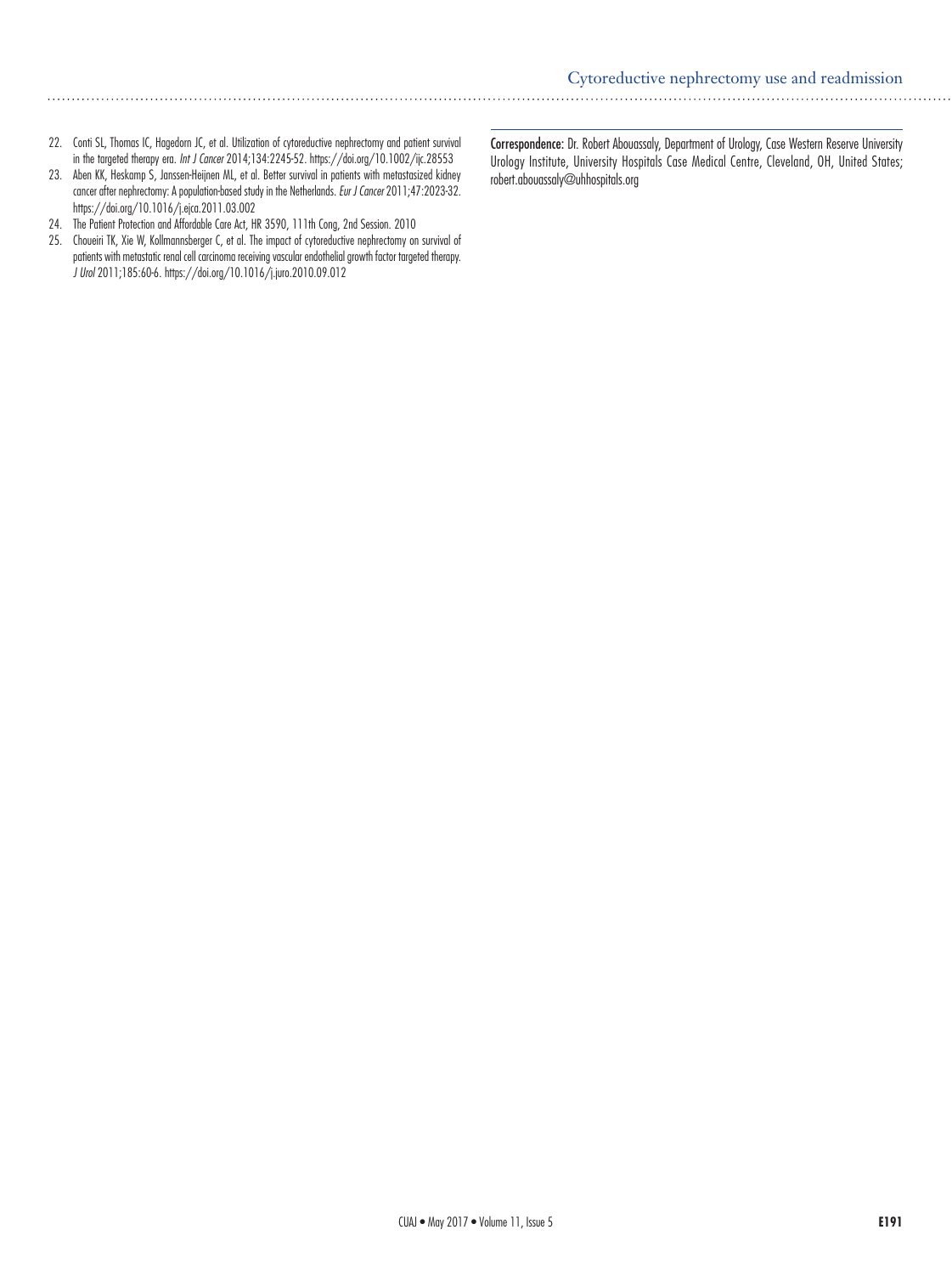22. Conti SL, Thomas IC, Hagedorn JC, et al. Utilization of cytoreductive nephrectomy and patient survival in the targeted therapy era. *Int J Cancer* 2014;134:2245-52. https://doi.org/10.1002/ijc.28553
23. Aben KK, Heskamp S, Janssen-Heijnen ML, et al. Better survival in patients with metastasized kidney cancer after nephrectomy: A population-based study in the Netherlands. *Eur J Cancer* 2011;47:2023-32. https://doi.org/10.1016/j.ejca.2011.03.002
24. The Patient Protection and Affordable Care Act, HR 3590, 111th Cong, 2nd Session. 2010
25. Choueiri TK, Xie W, Kollmannsberger C, et al. The impact of cytoreductive nephrectomy on survival of patients with metastatic renal cell carcinoma receiving vascular endothelial growth factor targeted therapy. *J Urol* 2011;185:60-6. https://doi.org/10.1016/j.juro.2010.09.012

**Correspondence:** Dr. Robert Abouassaly, Department of Urology, Case Western Reserve University Urology Institute, University Hospitals Case Medical Centre, Cleveland, OH, United States; robert.abouassaly@uhhospitals.org